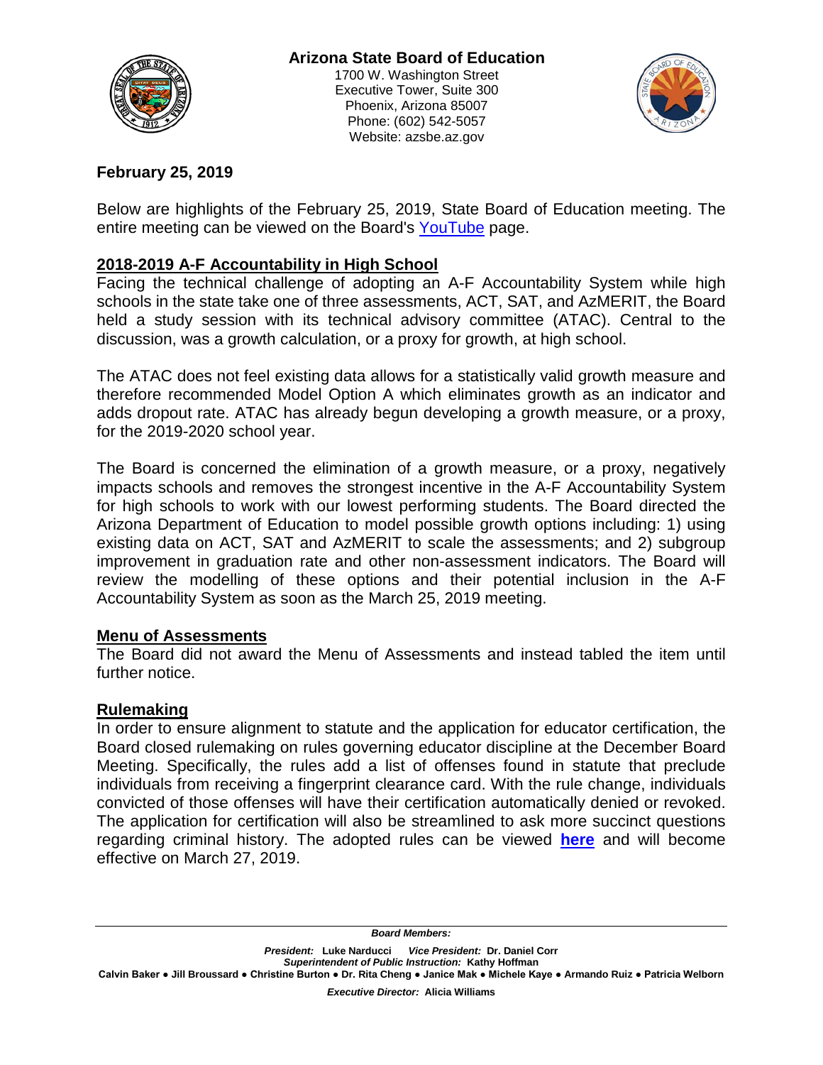**Arizona State Board of Education**
1700 W. Washington Street
Executive Tower, Suite 300
Phoenix, Arizona 85007
Phone: (602) 542-5057
Website: azsbe.az.gov

**February 25, 2019**

Below are highlights of the February 25, 2019, State Board of Education meeting. The entire meeting can be viewed on the Board's YouTube page.

## 2018-2019 A-F Accountability in High School

Facing the technical challenge of adopting an A-F Accountability System while high schools in the state take one of three assessments, ACT, SAT, and AzMERIT, the Board held a study session with its technical advisory committee (ATAC). Central to the discussion, was a growth calculation, or a proxy for growth, at high school.

The ATAC does not feel existing data allows for a statistically valid growth measure and therefore recommended Model Option A which eliminates growth as an indicator and adds dropout rate. ATAC has already begun developing a growth measure, or a proxy, for the 2019-2020 school year.

The Board is concerned the elimination of a growth measure, or a proxy, negatively impacts schools and removes the strongest incentive in the A-F Accountability System for high schools to work with our lowest performing students. The Board directed the Arizona Department of Education to model possible growth options including: 1) using existing data on ACT, SAT and AzMERIT to scale the assessments; and 2) subgroup improvement in graduation rate and other non-assessment indicators. The Board will review the modelling of these options and their potential inclusion in the A-F Accountability System as soon as the March 25, 2019 meeting.

## Menu of Assessments

The Board did not award the Menu of Assessments and instead tabled the item until further notice.

## Rulemaking

In order to ensure alignment to statute and the application for educator certification, the Board closed rulemaking on rules governing educator discipline at the December Board Meeting. Specifically, the rules add a list of offenses found in statute that preclude individuals from receiving a fingerprint clearance card. With the rule change, individuals convicted of those offenses will have their certification automatically denied or revoked. The application for certification will also be streamlined to ask more succinct questions regarding criminal history. The adopted rules can be viewed **here** and will become effective on March 27, 2019.

---

***Board Members:***

***President:*** **Luke Narducci** ***Vice President:*** **Dr. Daniel Corr**
***Superintendent of Public Instruction:*** **Kathy Hoffman**
**Calvin Baker ● Jill Broussard ● Christine Burton ● Dr. Rita Cheng ● Janice Mak ● Michele Kaye ● Armando Ruiz ● Patricia Welborn**

***Executive Director:*** **Alicia Williams**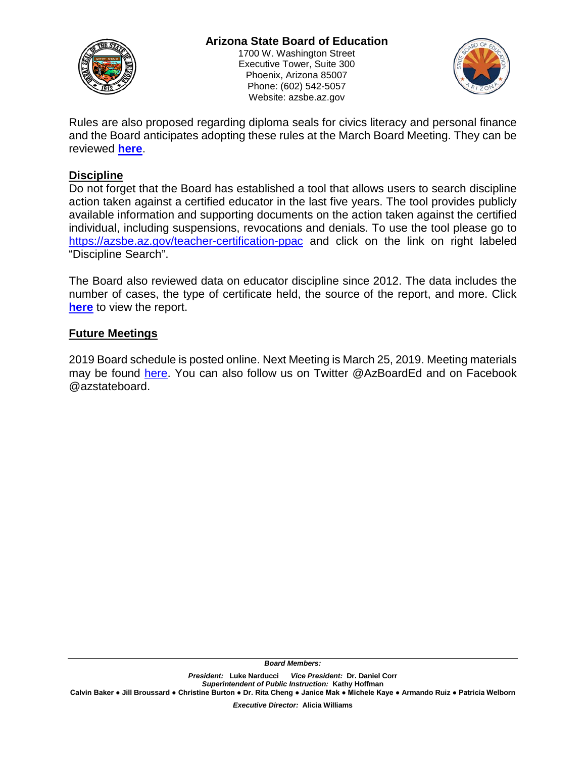Rules are also proposed regarding diploma seals for civics literacy and personal finance and the Board anticipates adopting these rules at the March Board Meeting. They can be reviewed **here**.

## Discipline

Do not forget that the Board has established a tool that allows users to search discipline action taken against a certified educator in the last five years. The tool provides publicly available information and supporting documents on the action taken against the certified individual, including suspensions, revocations and denials. To use the tool please go to https://azsbe.az.gov/teacher-certification-ppac and click on the link on right labeled "Discipline Search".

The Board also reviewed data on educator discipline since 2012. The data includes the number of cases, the type of certificate held, the source of the report, and more. Click **here** to view the report.

## Future Meetings

2019 Board schedule is posted online. Next Meeting is March 25, 2019. Meeting materials may be found here. You can also follow us on Twitter @AzBoardEd and on Facebook @azstateboard.